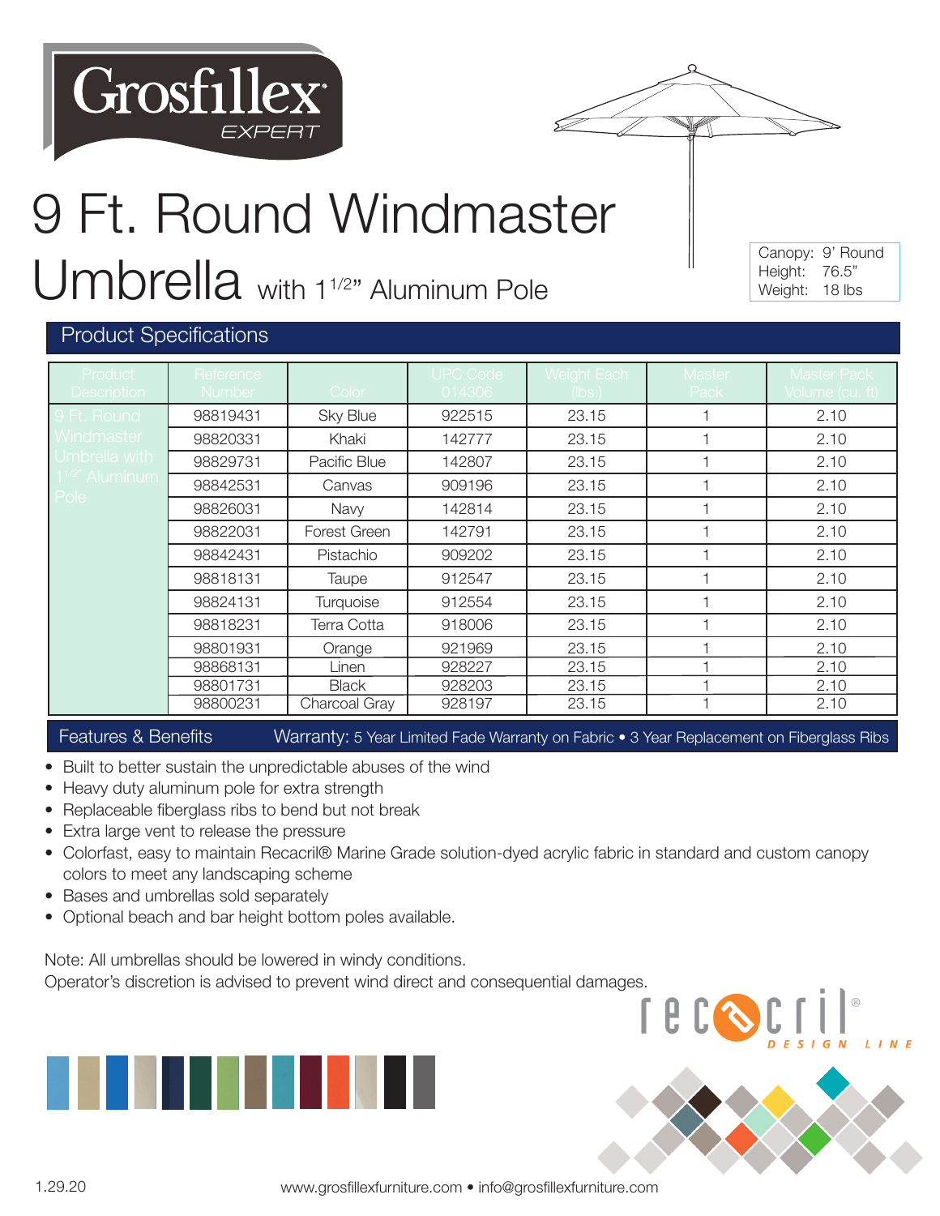Grosfillex EXPERT

# 9 Ft. Round Windmaster Umbrella with 1 1/2" Aluminum Pole

Canopy: 9' Round
Height: 76.5"
Weight: 18 lbs

## Product Specifications

| Product Description | Reference Number | Color | UPC Code 014306 | Weight Each (lbs.) | Master Pack | Master Pack Volume (cu. ft) |
|---|---|---|---|---|---|---|
| 9 Ft. Round Windmaster Umbrella with 1 1/2" Aluminum Pole | 98819431 | Sky Blue | 922515 | 23.15 | 1 | 2.10 |
| | 98820331 | Khaki | 142777 | 23.15 | 1 | 2.10 |
| | 98829731 | Pacific Blue | 142807 | 23.15 | 1 | 2.10 |
| | 98842531 | Canvas | 909196 | 23.15 | 1 | 2.10 |
| | 98826031 | Navy | 142814 | 23.15 | 1 | 2.10 |
| | 98822031 | Forest Green | 142791 | 23.15 | 1 | 2.10 |
| | 98842431 | Pistachio | 909202 | 23.15 | 1 | 2.10 |
| | 98818131 | Taupe | 912547 | 23.15 | 1 | 2.10 |
| | 98824131 | Turquoise | 912554 | 23.15 | 1 | 2.10 |
| | 98818231 | Terra Cotta | 918006 | 23.15 | 1 | 2.10 |
| | 98801931 | Orange | 921969 | 23.15 | 1 | 2.10 |
| | 98868131 | Linen | 928227 | 23.15 | 1 | 2.10 |
| | 98801731 | Black | 928203 | 23.15 | 1 | 2.10 |
| | 98800231 | Charcoal Gray | 928197 | 23.15 | 1 | 2.10 |

## Features & Benefits

**Warranty:** 5 Year Limited Fade Warranty on Fabric • 3 Year Replacement on Fiberglass Ribs

- Built to better sustain the unpredictable abuses of the wind
- Heavy duty aluminum pole for extra strength
- Replaceable fiberglass ribs to bend but not break
- Extra large vent to release the pressure
- Colorfast, easy to maintain Recacril® Marine Grade solution-dyed acrylic fabric in standard and custom canopy colors to meet any landscaping scheme
- Bases and umbrellas sold separately
- Optional beach and bar height bottom poles available.

Note: All umbrellas should be lowered in windy conditions.
Operator's discretion is advised to prevent wind direct and consequential damages.

recacril® DESIGN LINE

1.29.20

www.grosfillexfurniture.com • info@grosfillexfurniture.com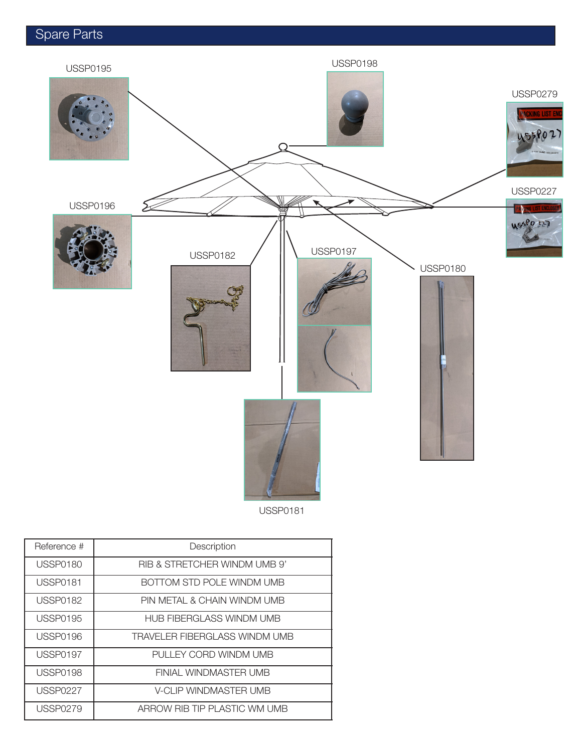## Spare Parts

USSP0195

USSP0198

USSP0279

USSP0227

USSP0196

USSP0182

USSP0197

USSP0180

USSP0181

| Reference # | Description |
|---|---|
| USSP0180 | RIB & STRETCHER WINDM UMB 9' |
| USSP0181 | BOTTOM STD POLE WINDM UMB |
| USSP0182 | PIN METAL & CHAIN WINDM UMB |
| USSP0195 | HUB FIBERGLASS WINDM UMB |
| USSP0196 | TRAVELER FIBERGLASS WINDM UMB |
| USSP0197 | PULLEY CORD WINDM UMB |
| USSP0198 | FINIAL WINDMASTER UMB |
| USSP0227 | V-CLIP WINDMASTER UMB |
| USSP0279 | ARROW RIB TIP PLASTIC WM UMB |